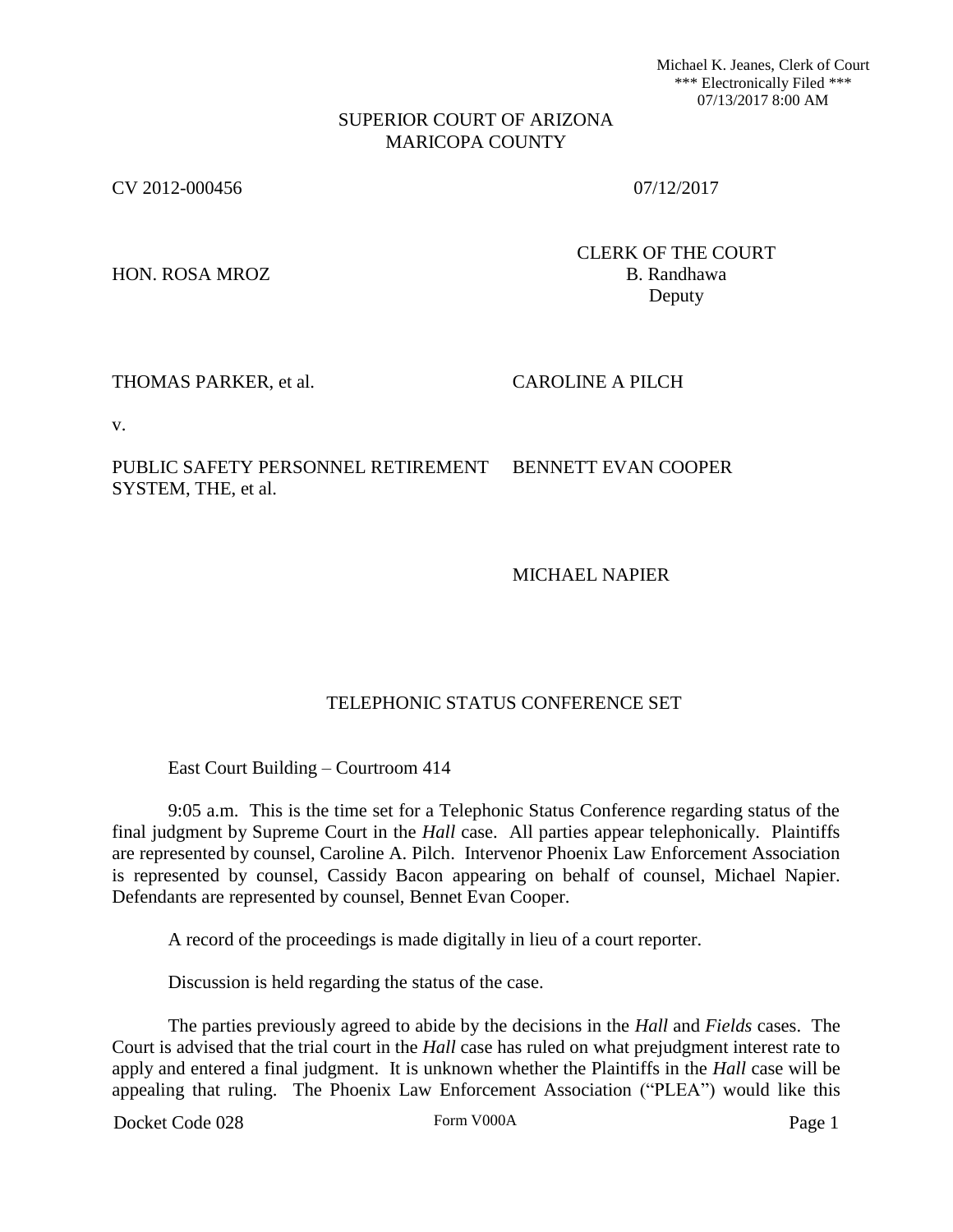Michael K. Jeanes, Clerk of Court
*** Electronically Filed ***
07/13/2017 8:00 AM

SUPERIOR COURT OF ARIZONA
MARICOPA COUNTY

CV 2012-000456 07/12/2017

HON. ROSA MROZ

CLERK OF THE COURT
B. Randhawa
Deputy

THOMAS PARKER, et al. CAROLINE A PILCH

v.

PUBLIC SAFETY PERSONNEL RETIREMENT SYSTEM, THE, et al. BENNETT EVAN COOPER

MICHAEL NAPIER

## TELEPHONIC STATUS CONFERENCE SET

East Court Building – Courtroom 414

9:05 a.m. This is the time set for a Telephonic Status Conference regarding status of the final judgment by Supreme Court in the *Hall* case. All parties appear telephonically. Plaintiffs are represented by counsel, Caroline A. Pilch. Intervenor Phoenix Law Enforcement Association is represented by counsel, Cassidy Bacon appearing on behalf of counsel, Michael Napier. Defendants are represented by counsel, Bennet Evan Cooper.

A record of the proceedings is made digitally in lieu of a court reporter.

Discussion is held regarding the status of the case.

The parties previously agreed to abide by the decisions in the *Hall* and *Fields* cases. The Court is advised that the trial court in the *Hall* case has ruled on what prejudgment interest rate to apply and entered a final judgment. It is unknown whether the Plaintiffs in the *Hall* case will be appealing that ruling. The Phoenix Law Enforcement Association ("PLEA") would like this

Docket Code 028 Form V000A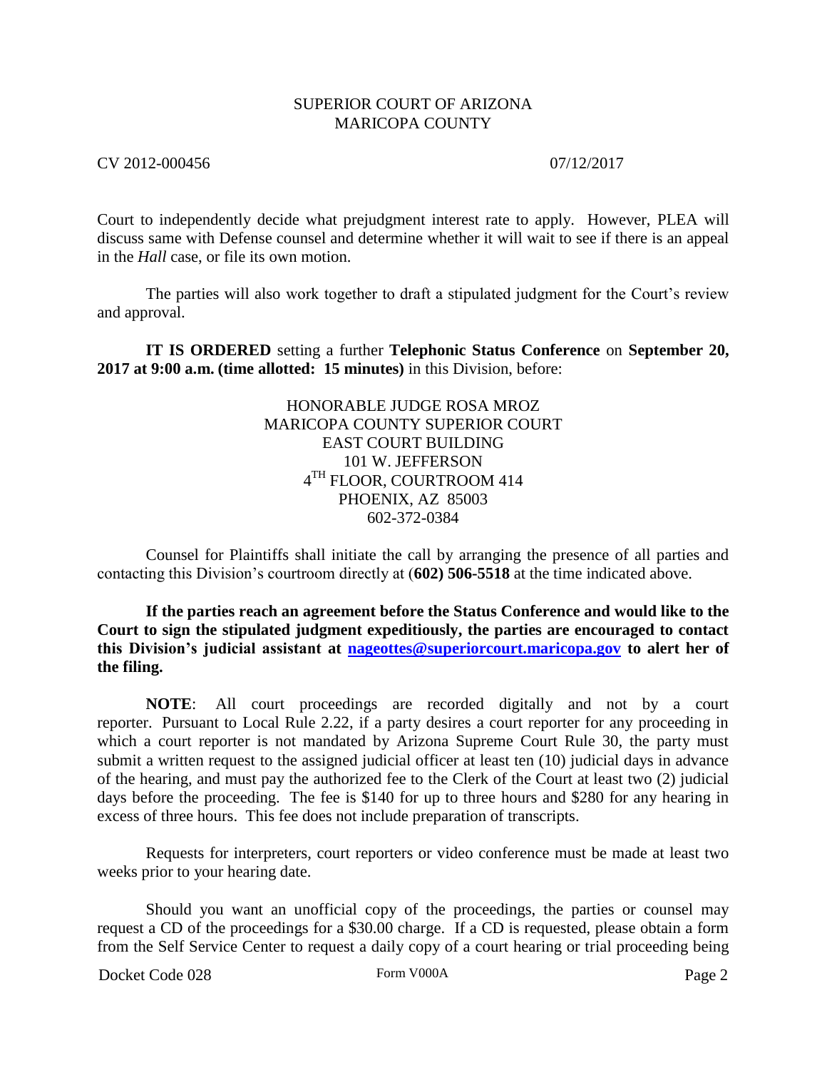Court to independently decide what prejudgment interest rate to apply. However, PLEA will discuss same with Defense counsel and determine whether it will wait to see if there is an appeal in the *Hall* case, or file its own motion.

The parties will also work together to draft a stipulated judgment for the Court's review and approval.

**IT IS ORDERED** setting a further **Telephonic Status Conference** on **September 20, 2017 at 9:00 a.m. (time allotted: 15 minutes)** in this Division, before:

HONORABLE JUDGE ROSA MROZ
MARICOPA COUNTY SUPERIOR COURT
EAST COURT BUILDING
101 W. JEFFERSON
4TH FLOOR, COURTROOM 414
PHOENIX, AZ 85003
602-372-0384

Counsel for Plaintiffs shall initiate the call by arranging the presence of all parties and contacting this Division's courtroom directly at (**602) 506-5518** at the time indicated above.

**If the parties reach an agreement before the Status Conference and would like to the Court to sign the stipulated judgment expeditiously, the parties are encouraged to contact this Division's judicial assistant at nageottes@superiorcourt.maricopa.gov to alert her of the filing.**

**NOTE**: All court proceedings are recorded digitally and not by a court reporter. Pursuant to Local Rule 2.22, if a party desires a court reporter for any proceeding in which a court reporter is not mandated by Arizona Supreme Court Rule 30, the party must submit a written request to the assigned judicial officer at least ten (10) judicial days in advance of the hearing, and must pay the authorized fee to the Clerk of the Court at least two (2) judicial days before the proceeding. The fee is $140 for up to three hours and $280 for any hearing in excess of three hours. This fee does not include preparation of transcripts.

Requests for interpreters, court reporters or video conference must be made at least two weeks prior to your hearing date.

Should you want an unofficial copy of the proceedings, the parties or counsel may request a CD of the proceedings for a $30.00 charge. If a CD is requested, please obtain a form from the Self Service Center to request a daily copy of a court hearing or trial proceeding being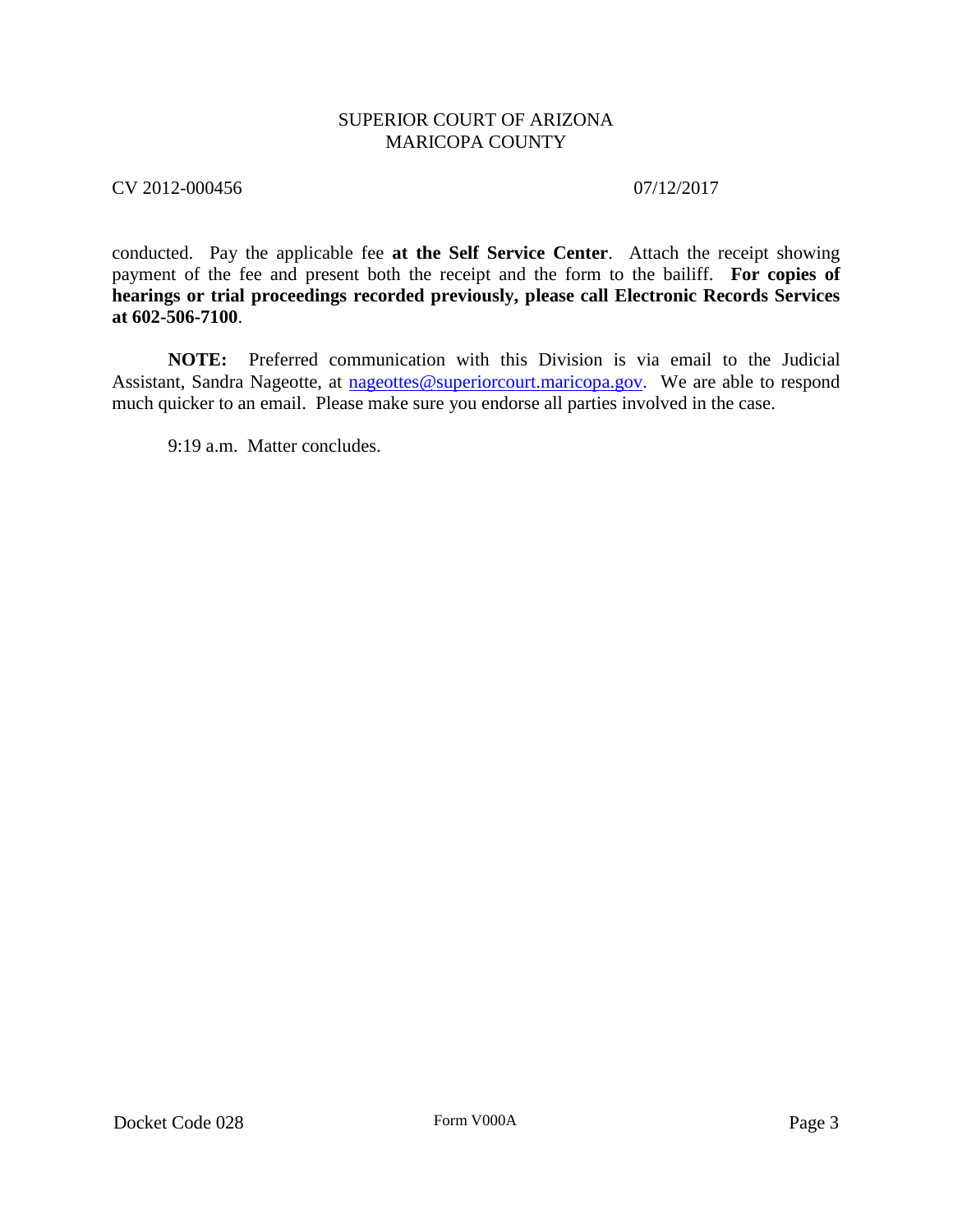conducted. Pay the applicable fee **at the Self Service Center**. Attach the receipt showing payment of the fee and present both the receipt and the form to the bailiff. **For copies of hearings or trial proceedings recorded previously, please call Electronic Records Services at 602-506-7100**.

**NOTE:** Preferred communication with this Division is via email to the Judicial Assistant, Sandra Nageotte, at nageottes@superiorcourt.maricopa.gov. We are able to respond much quicker to an email. Please make sure you endorse all parties involved in the case.

9:19 a.m. Matter concludes.